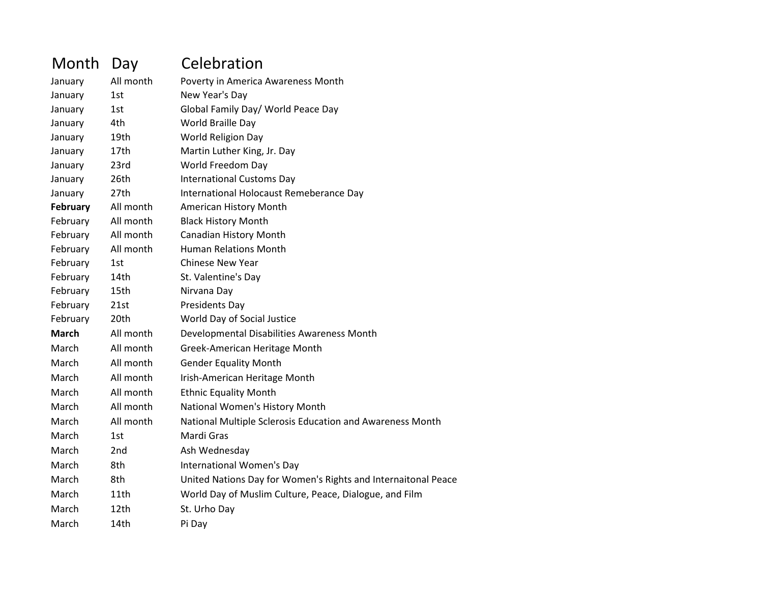| Month | Day | Celebration |
|---|---|---|
| January | All month | Poverty in America Awareness Month |
| January | 1st | New Year's Day |
| January | 1st | Global Family Day/ World Peace Day |
| January | 4th | World Braille Day |
| January | 19th | World Religion Day |
| January | 17th | Martin Luther King, Jr. Day |
| January | 23rd | World Freedom Day |
| January | 26th | International Customs Day |
| January | 27th | International Holocaust Remeberance Day |
| **February** | All month | American History Month |
| February | All month | Black History Month |
| February | All month | Canadian History Month |
| February | All month | Human Relations Month |
| February | 1st | Chinese New Year |
| February | 14th | St. Valentine's Day |
| February | 15th | Nirvana Day |
| February | 21st | Presidents Day |
| February | 20th | World Day of Social Justice |
| **March** | All month | Developmental Disabilities Awareness Month |
| March | All month | Greek-American Heritage Month |
| March | All month | Gender Equality Month |
| March | All month | Irish-American Heritage Month |
| March | All month | Ethnic Equality Month |
| March | All month | National Women's History Month |
| March | All month | National Multiple Sclerosis Education and Awareness Month |
| March | 1st | Mardi Gras |
| March | 2nd | Ash Wednesday |
| March | 8th | International Women's Day |
| March | 8th | United Nations Day for Women's Rights and Internaitonal Peace |
| March | 11th | World Day of Muslim Culture, Peace, Dialogue, and Film |
| March | 12th | St. Urho Day |
| March | 14th | Pi Day |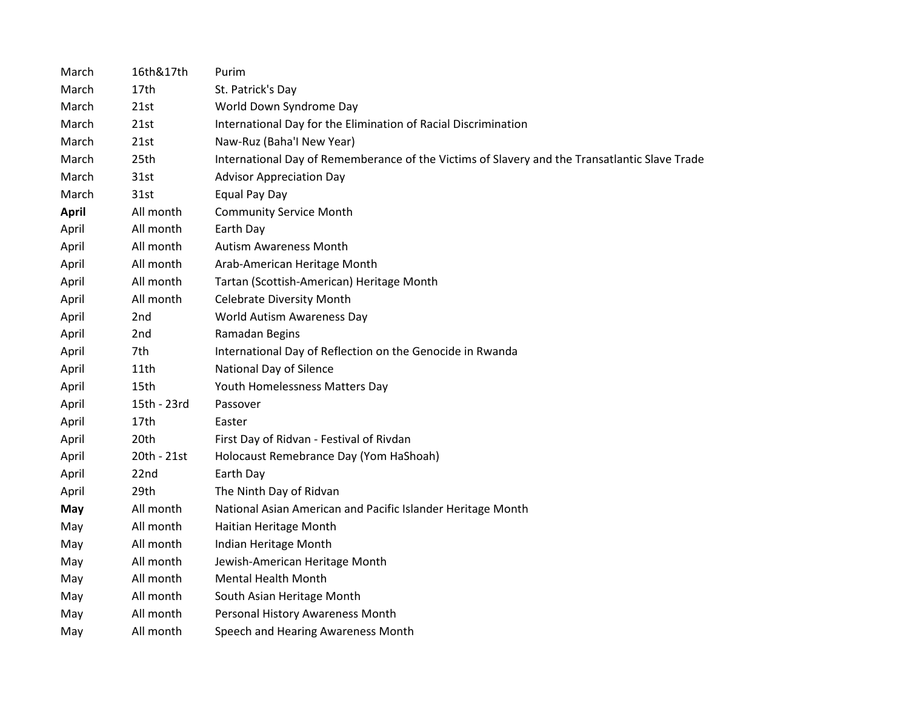| | | |
|---|---|---|
| March | 16th&17th | Purim |
| March | 17th | St. Patrick's Day |
| March | 21st | World Down Syndrome Day |
| March | 21st | International Day for the Elimination of Racial Discrimination |
| March | 21st | Naw-Ruz (Baha'I New Year) |
| March | 25th | International Day of Rememberance of the Victims of Slavery and the Transatlantic Slave Trade |
| March | 31st | Advisor Appreciation Day |
| March | 31st | Equal Pay Day |
| **April** | All month | Community Service Month |
| April | All month | Earth Day |
| April | All month | Autism Awareness Month |
| April | All month | Arab-American Heritage Month |
| April | All month | Tartan (Scottish-American) Heritage Month |
| April | All month | Celebrate Diversity Month |
| April | 2nd | World Autism Awareness Day |
| April | 2nd | Ramadan Begins |
| April | 7th | International Day of Reflection on the Genocide in Rwanda |
| April | 11th | National Day of Silence |
| April | 15th | Youth Homelessness Matters Day |
| April | 15th - 23rd | Passover |
| April | 17th | Easter |
| April | 20th | First Day of Ridvan - Festival of Rivdan |
| April | 20th - 21st | Holocaust Remebrance Day (Yom HaShoah) |
| April | 22nd | Earth Day |
| April | 29th | The Ninth Day of Ridvan |
| **May** | All month | National Asian American and Pacific Islander Heritage Month |
| May | All month | Haitian Heritage Month |
| May | All month | Indian Heritage Month |
| May | All month | Jewish-American Heritage Month |
| May | All month | Mental Health Month |
| May | All month | South Asian Heritage Month |
| May | All month | Personal History Awareness Month |
| May | All month | Speech and Hearing Awareness Month |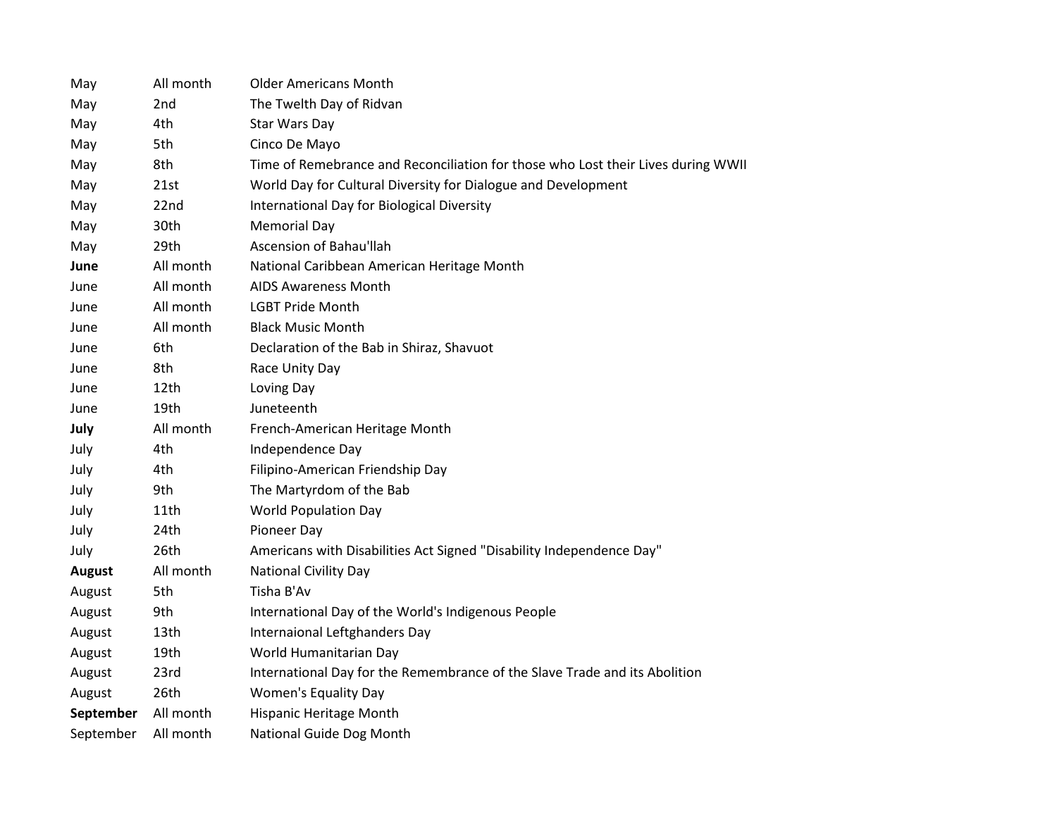| | | |
|---|---|---|
| May | All month | Older Americans Month |
| May | 2nd | The Twelth Day of Ridvan |
| May | 4th | Star Wars Day |
| May | 5th | Cinco De Mayo |
| May | 8th | Time of Remebrance and Reconciliation for those who Lost their Lives during WWII |
| May | 21st | World Day for Cultural Diversity for Dialogue and Development |
| May | 22nd | International Day for Biological Diversity |
| May | 30th | Memorial Day |
| May | 29th | Ascension of Bahau'llah |
| **June** | All month | National Caribbean American Heritage Month |
| June | All month | AIDS Awareness Month |
| June | All month | LGBT Pride Month |
| June | All month | Black Music Month |
| June | 6th | Declaration of the Bab in Shiraz, Shavuot |
| June | 8th | Race Unity Day |
| June | 12th | Loving Day |
| June | 19th | Juneteenth |
| **July** | All month | French-American Heritage Month |
| July | 4th | Independence Day |
| July | 4th | Filipino-American Friendship Day |
| July | 9th | The Martyrdom of the Bab |
| July | 11th | World Population Day |
| July | 24th | Pioneer Day |
| July | 26th | Americans with Disabilities Act Signed "Disability Independence Day" |
| **August** | All month | National Civility Day |
| August | 5th | Tisha B'Av |
| August | 9th | International Day of the World's Indigenous People |
| August | 13th | Internaional Leftghanders Day |
| August | 19th | World Humanitarian Day |
| August | 23rd | International Day for the Remembrance of the Slave Trade and its Abolition |
| August | 26th | Women's Equality Day |
| **September** | All month | Hispanic Heritage Month |
| September | All month | National Guide Dog Month |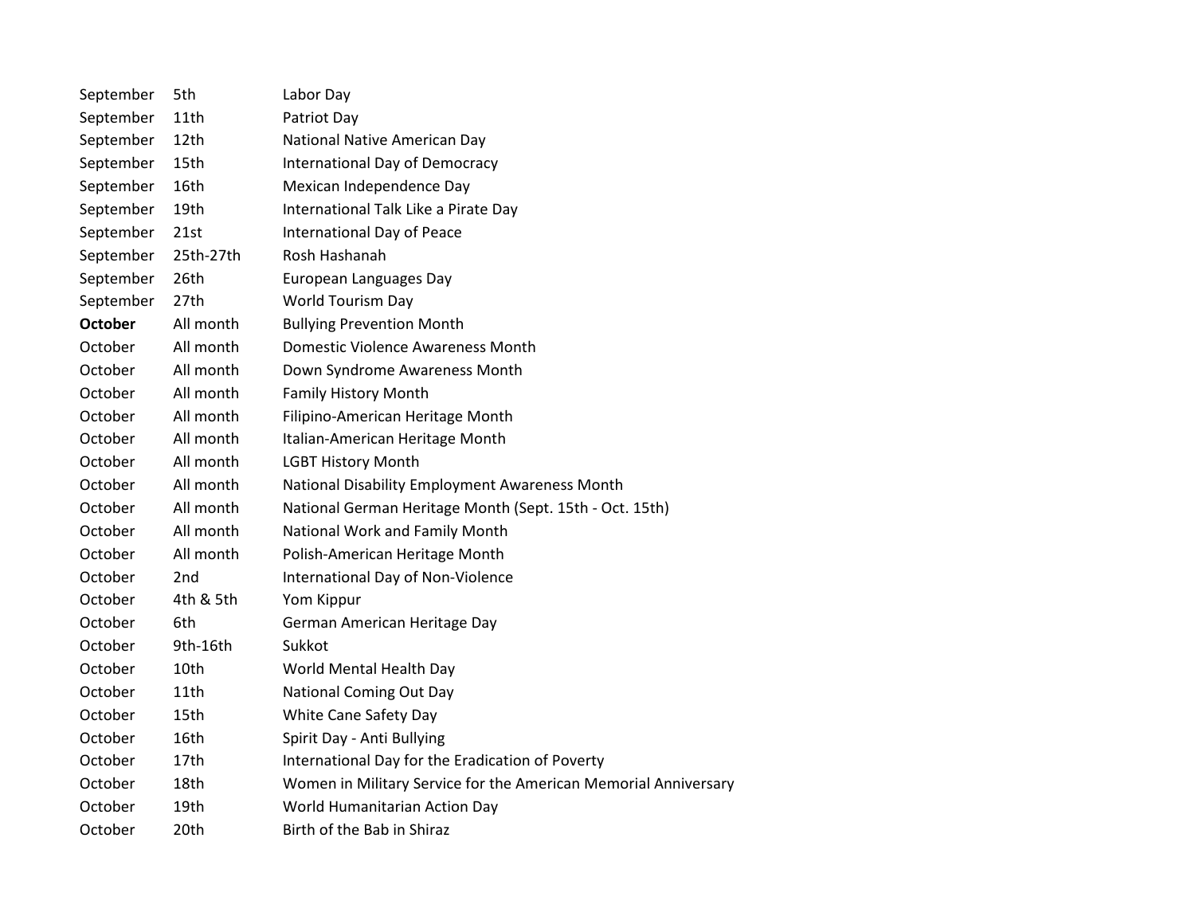| | | |
|---|---|---|
| September | 5th | Labor Day |
| September | 11th | Patriot Day |
| September | 12th | National Native American Day |
| September | 15th | International Day of Democracy |
| September | 16th | Mexican Independence Day |
| September | 19th | International Talk Like a Pirate Day |
| September | 21st | International Day of Peace |
| September | 25th-27th | Rosh Hashanah |
| September | 26th | European Languages Day |
| September | 27th | World Tourism Day |
| **October** | All month | Bullying Prevention Month |
| October | All month | Domestic Violence Awareness Month |
| October | All month | Down Syndrome Awareness Month |
| October | All month | Family History Month |
| October | All month | Filipino-American Heritage Month |
| October | All month | Italian-American Heritage Month |
| October | All month | LGBT History Month |
| October | All month | National Disability Employment Awareness Month |
| October | All month | National German Heritage Month (Sept. 15th - Oct. 15th) |
| October | All month | National Work and Family Month |
| October | All month | Polish-American Heritage Month |
| October | 2nd | International Day of Non-Violence |
| October | 4th & 5th | Yom Kippur |
| October | 6th | German American Heritage Day |
| October | 9th-16th | Sukkot |
| October | 10th | World Mental Health Day |
| October | 11th | National Coming Out Day |
| October | 15th | White Cane Safety Day |
| October | 16th | Spirit Day - Anti Bullying |
| October | 17th | International Day for the Eradication of Poverty |
| October | 18th | Women in Military Service for the American Memorial Anniversary |
| October | 19th | World Humanitarian Action Day |
| October | 20th | Birth of the Bab in Shiraz |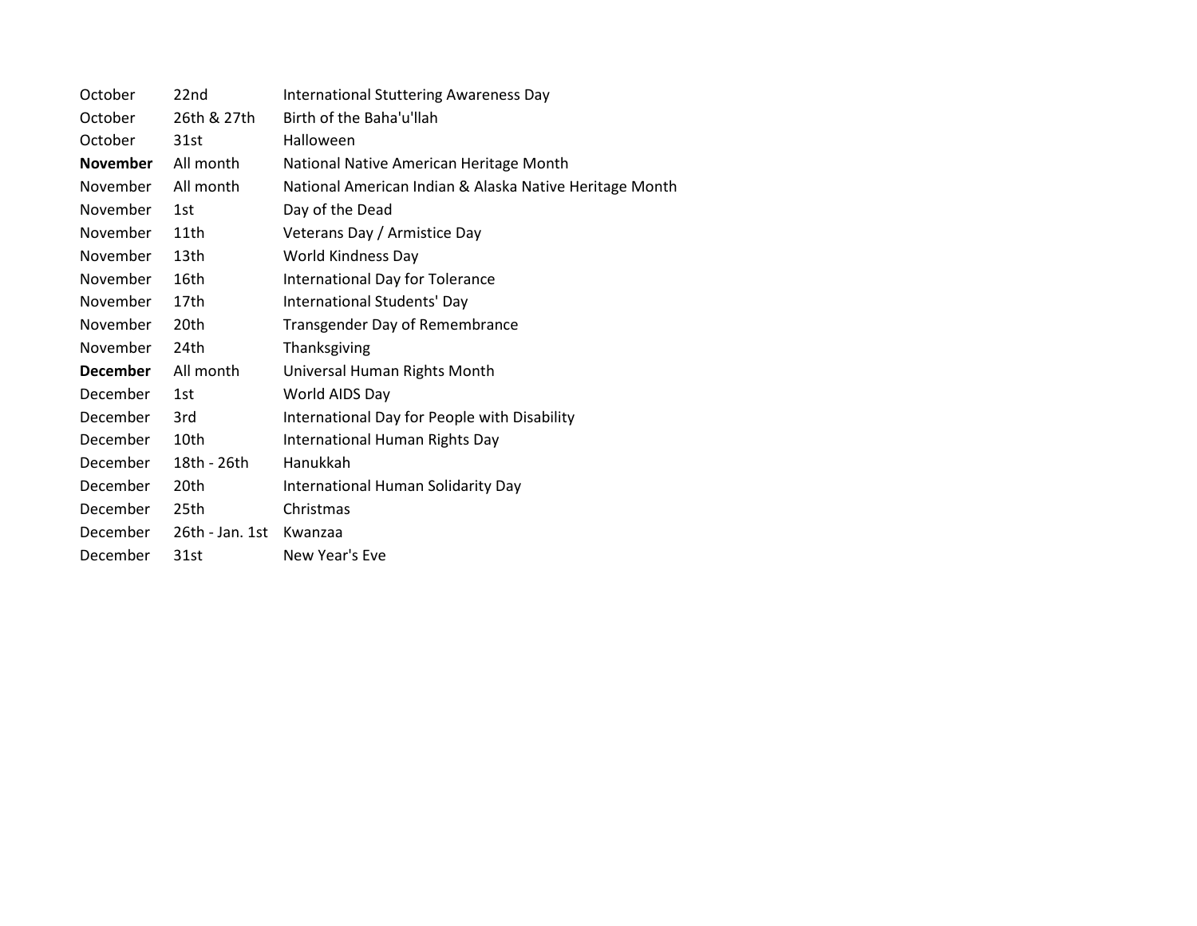| | | |
|---|---|---|
| October | 22nd | International Stuttering Awareness Day |
| October | 26th & 27th | Birth of the Baha'u'llah |
| October | 31st | Halloween |
| **November** | All month | National Native American Heritage Month |
| November | All month | National American Indian & Alaska Native Heritage Month |
| November | 1st | Day of the Dead |
| November | 11th | Veterans Day / Armistice Day |
| November | 13th | World Kindness Day |
| November | 16th | International Day for Tolerance |
| November | 17th | International Students' Day |
| November | 20th | Transgender Day of Remembrance |
| November | 24th | Thanksgiving |
| **December** | All month | Universal Human Rights Month |
| December | 1st | World AIDS Day |
| December | 3rd | International Day for People with Disability |
| December | 10th | International Human Rights Day |
| December | 18th - 26th | Hanukkah |
| December | 20th | International Human Solidarity Day |
| December | 25th | Christmas |
| December | 26th - Jan. 1st | Kwanzaa |
| December | 31st | New Year's Eve |